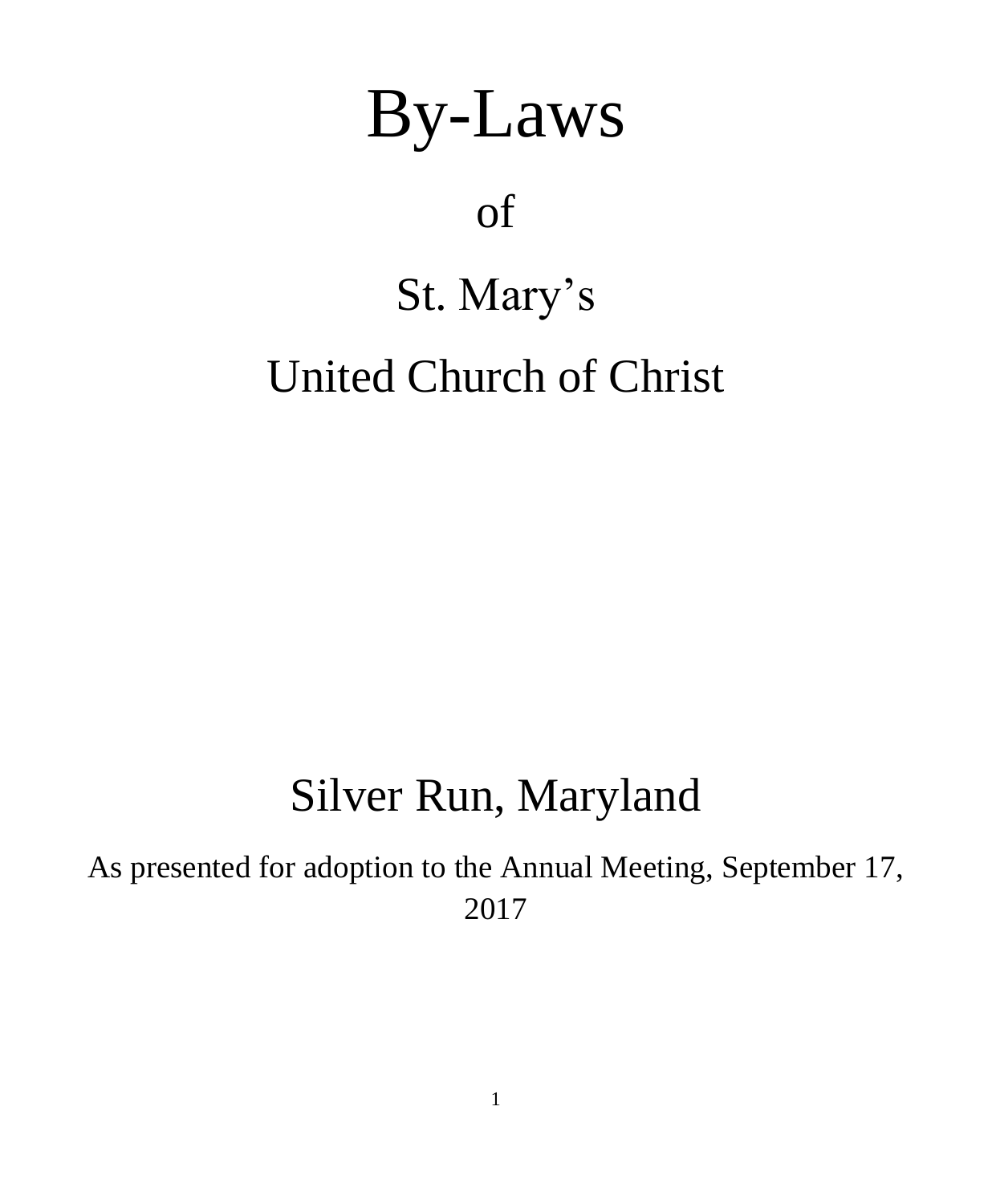# By-Laws

of

St. Mary's

United Church of Christ

Silver Run, Maryland

As presented for adoption to the Annual Meeting, September 17, 2017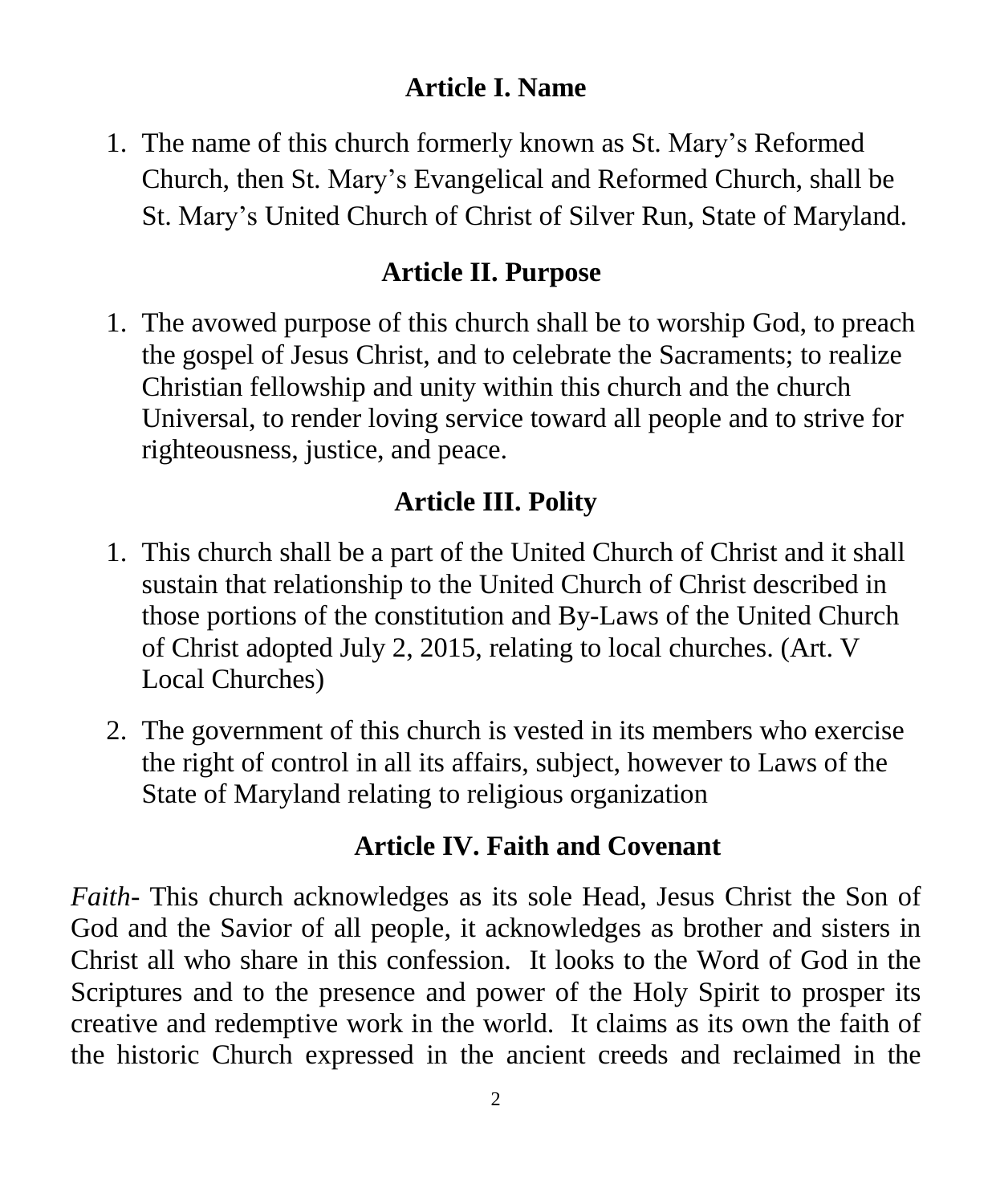## Article I. Name

1. The name of this church formerly known as St. Mary's Reformed Church, then St. Mary's Evangelical and Reformed Church, shall be St. Mary's United Church of Christ of Silver Run, State of Maryland.

## Article II. Purpose

1. The avowed purpose of this church shall be to worship God, to preach the gospel of Jesus Christ, and to celebrate the Sacraments; to realize Christian fellowship and unity within this church and the church Universal, to render loving service toward all people and to strive for righteousness, justice, and peace.

## Article III. Polity

1. This church shall be a part of the United Church of Christ and it shall sustain that relationship to the United Church of Christ described in those portions of the constitution and By-Laws of the United Church of Christ adopted July 2, 2015, relating to local churches. (Art. V Local Churches)

2. The government of this church is vested in its members who exercise the right of control in all its affairs, subject, however to Laws of the State of Maryland relating to religious organization

## Article IV. Faith and Covenant

*Faith*- This church acknowledges as its sole Head, Jesus Christ the Son of God and the Savior of all people, it acknowledges as brother and sisters in Christ all who share in this confession. It looks to the Word of God in the Scriptures and to the presence and power of the Holy Spirit to prosper its creative and redemptive work in the world. It claims as its own the faith of the historic Church expressed in the ancient creeds and reclaimed in the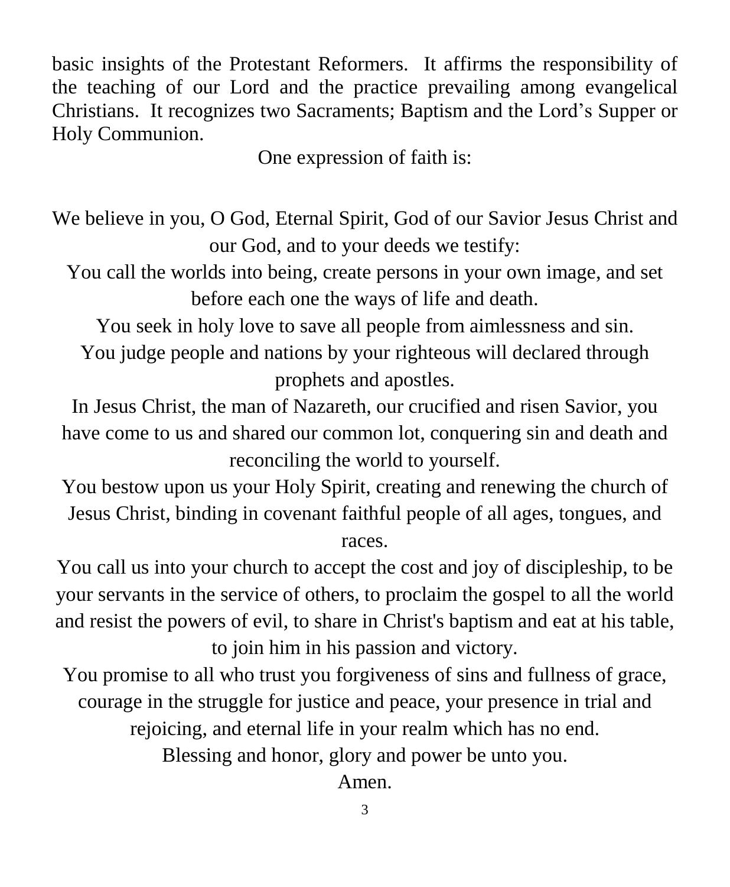basic insights of the Protestant Reformers. It affirms the responsibility of the teaching of our Lord and the practice prevailing among evangelical Christians. It recognizes two Sacraments; Baptism and the Lord's Supper or Holy Communion.

One expression of faith is:

We believe in you, O God, Eternal Spirit, God of our Savior Jesus Christ and our God, and to your deeds we testify:

You call the worlds into being, create persons in your own image, and set before each one the ways of life and death.

You seek in holy love to save all people from aimlessness and sin.

You judge people and nations by your righteous will declared through prophets and apostles.

In Jesus Christ, the man of Nazareth, our crucified and risen Savior, you have come to us and shared our common lot, conquering sin and death and reconciling the world to yourself.

You bestow upon us your Holy Spirit, creating and renewing the church of Jesus Christ, binding in covenant faithful people of all ages, tongues, and races.

You call us into your church to accept the cost and joy of discipleship, to be your servants in the service of others, to proclaim the gospel to all the world and resist the powers of evil, to share in Christ's baptism and eat at his table, to join him in his passion and victory.

You promise to all who trust you forgiveness of sins and fullness of grace, courage in the struggle for justice and peace, your presence in trial and rejoicing, and eternal life in your realm which has no end.

Blessing and honor, glory and power be unto you.

Amen.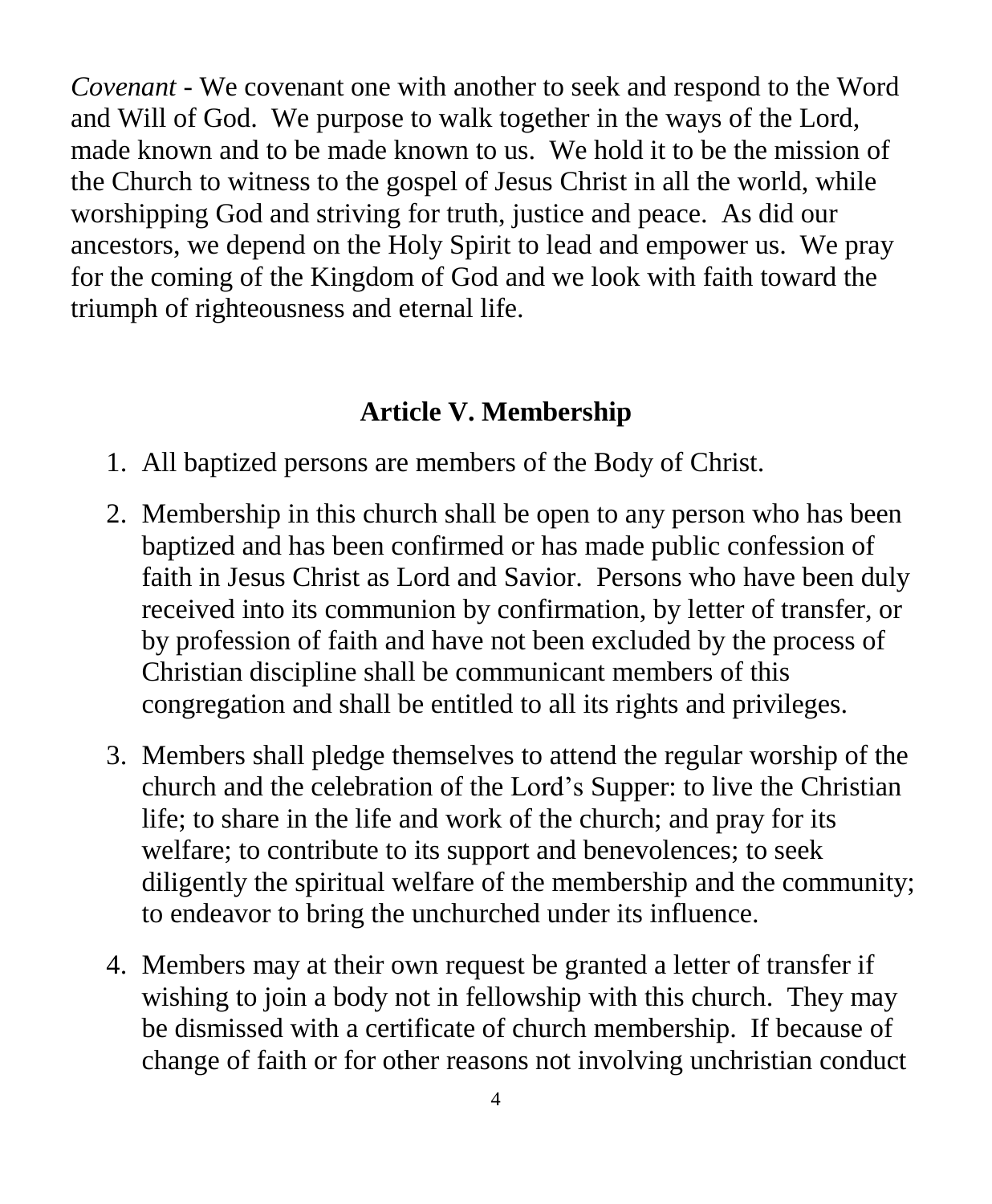*Covenant* - We covenant one with another to seek and respond to the Word and Will of God. We purpose to walk together in the ways of the Lord, made known and to be made known to us. We hold it to be the mission of the Church to witness to the gospel of Jesus Christ in all the world, while worshipping God and striving for truth, justice and peace. As did our ancestors, we depend on the Holy Spirit to lead and empower us. We pray for the coming of the Kingdom of God and we look with faith toward the triumph of righteousness and eternal life.

## Article V. Membership

1. All baptized persons are members of the Body of Christ.
2. Membership in this church shall be open to any person who has been baptized and has been confirmed or has made public confession of faith in Jesus Christ as Lord and Savior. Persons who have been duly received into its communion by confirmation, by letter of transfer, or by profession of faith and have not been excluded by the process of Christian discipline shall be communicant members of this congregation and shall be entitled to all its rights and privileges.
3. Members shall pledge themselves to attend the regular worship of the church and the celebration of the Lord's Supper: to live the Christian life; to share in the life and work of the church; and pray for its welfare; to contribute to its support and benevolences; to seek diligently the spiritual welfare of the membership and the community; to endeavor to bring the unchurched under its influence.
4. Members may at their own request be granted a letter of transfer if wishing to join a body not in fellowship with this church. They may be dismissed with a certificate of church membership. If because of change of faith or for other reasons not involving unchristian conduct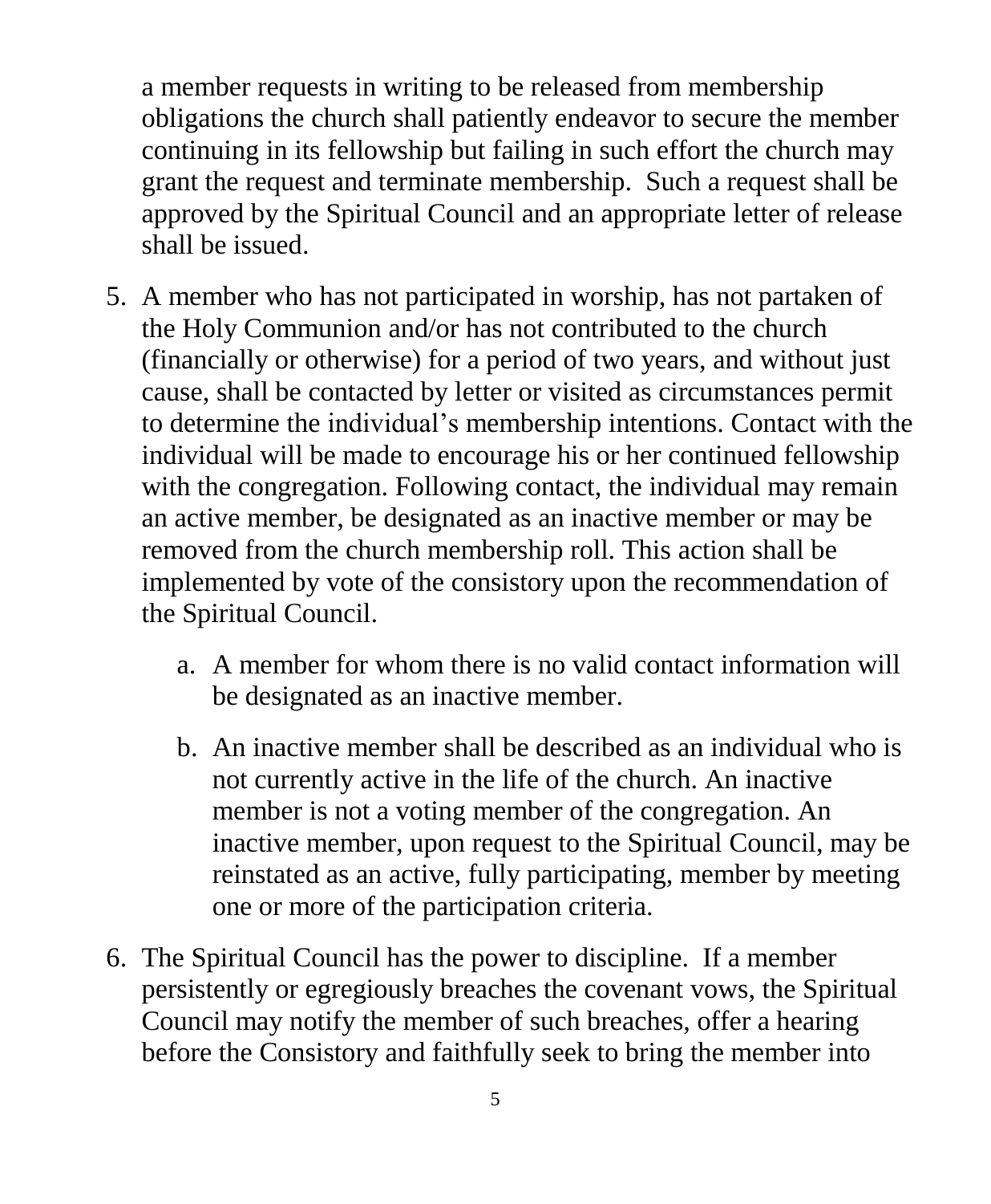a member requests in writing to be released from membership obligations the church shall patiently endeavor to secure the member continuing in its fellowship but failing in such effort the church may grant the request and terminate membership. Such a request shall be approved by the Spiritual Council and an appropriate letter of release shall be issued.

5. A member who has not participated in worship, has not partaken of the Holy Communion and/or has not contributed to the church (financially or otherwise) for a period of two years, and without just cause, shall be contacted by letter or visited as circumstances permit to determine the individual's membership intentions. Contact with the individual will be made to encourage his or her continued fellowship with the congregation. Following contact, the individual may remain an active member, be designated as an inactive member or may be removed from the church membership roll. This action shall be implemented by vote of the consistory upon the recommendation of the Spiritual Council.

   a. A member for whom there is no valid contact information will be designated as an inactive member.

   b. An inactive member shall be described as an individual who is not currently active in the life of the church. An inactive member is not a voting member of the congregation. An inactive member, upon request to the Spiritual Council, may be reinstated as an active, fully participating, member by meeting one or more of the participation criteria.

6. The Spiritual Council has the power to discipline. If a member persistently or egregiously breaches the covenant vows, the Spiritual Council may notify the member of such breaches, offer a hearing before the Consistory and faithfully seek to bring the member into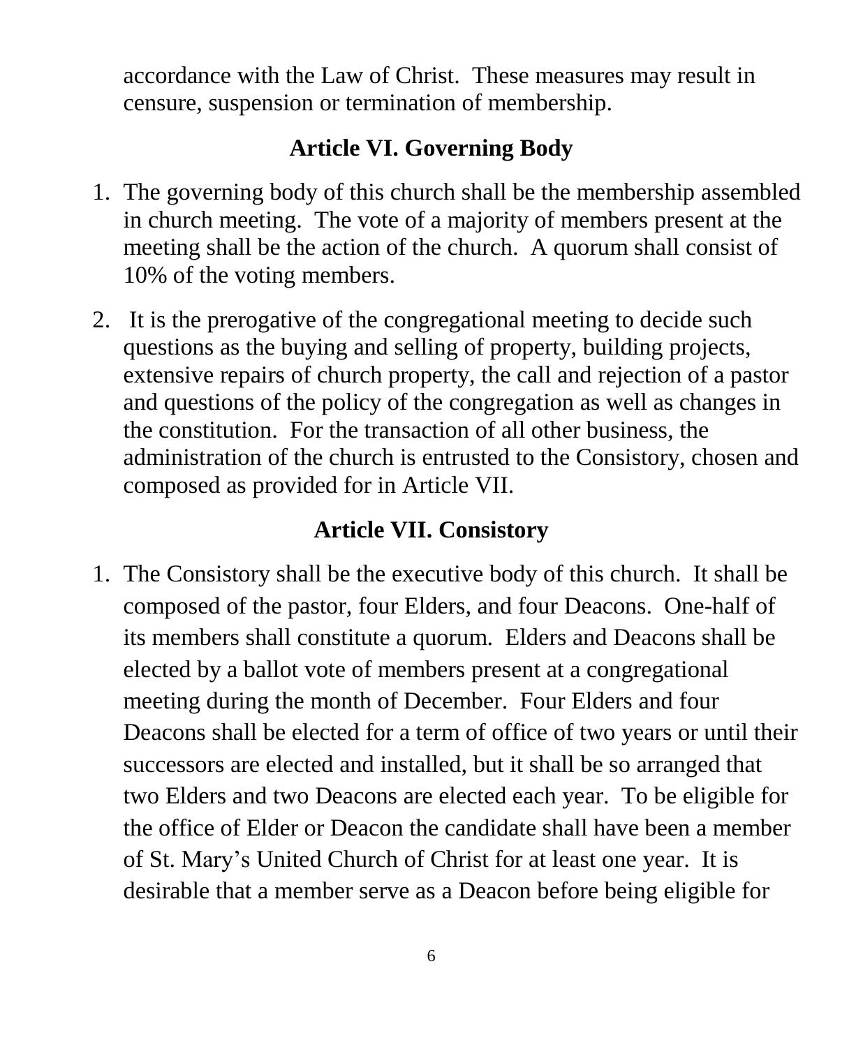accordance with the Law of Christ. These measures may result in censure, suspension or termination of membership.

## Article VI. Governing Body

1. The governing body of this church shall be the membership assembled in church meeting. The vote of a majority of members present at the meeting shall be the action of the church. A quorum shall consist of 10% of the voting members.
2. It is the prerogative of the congregational meeting to decide such questions as the buying and selling of property, building projects, extensive repairs of church property, the call and rejection of a pastor and questions of the policy of the congregation as well as changes in the constitution. For the transaction of all other business, the administration of the church is entrusted to the Consistory, chosen and composed as provided for in Article VII.

## Article VII. Consistory

1. The Consistory shall be the executive body of this church. It shall be composed of the pastor, four Elders, and four Deacons. One-half of its members shall constitute a quorum. Elders and Deacons shall be elected by a ballot vote of members present at a congregational meeting during the month of December. Four Elders and four Deacons shall be elected for a term of office of two years or until their successors are elected and installed, but it shall be so arranged that two Elders and two Deacons are elected each year. To be eligible for the office of Elder or Deacon the candidate shall have been a member of St. Mary's United Church of Christ for at least one year. It is desirable that a member serve as a Deacon before being eligible for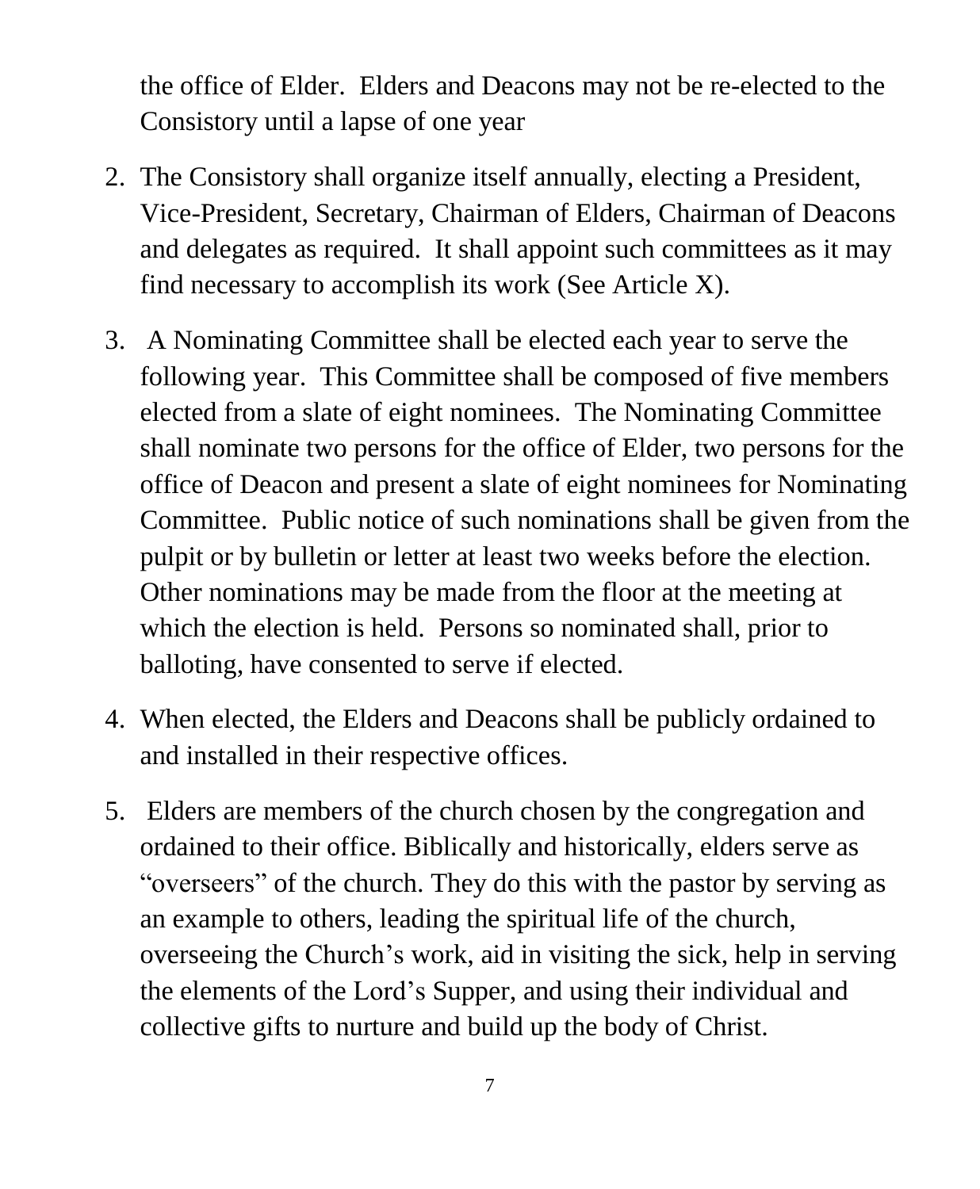the office of Elder. Elders and Deacons may not be re-elected to the Consistory until a lapse of one year

2. The Consistory shall organize itself annually, electing a President, Vice-President, Secretary, Chairman of Elders, Chairman of Deacons and delegates as required. It shall appoint such committees as it may find necessary to accomplish its work (See Article X).

3. A Nominating Committee shall be elected each year to serve the following year. This Committee shall be composed of five members elected from a slate of eight nominees. The Nominating Committee shall nominate two persons for the office of Elder, two persons for the office of Deacon and present a slate of eight nominees for Nominating Committee. Public notice of such nominations shall be given from the pulpit or by bulletin or letter at least two weeks before the election. Other nominations may be made from the floor at the meeting at which the election is held. Persons so nominated shall, prior to balloting, have consented to serve if elected.

4. When elected, the Elders and Deacons shall be publicly ordained to and installed in their respective offices.

5. Elders are members of the church chosen by the congregation and ordained to their office. Biblically and historically, elders serve as "overseers" of the church. They do this with the pastor by serving as an example to others, leading the spiritual life of the church, overseeing the Church's work, aid in visiting the sick, help in serving the elements of the Lord's Supper, and using their individual and collective gifts to nurture and build up the body of Christ.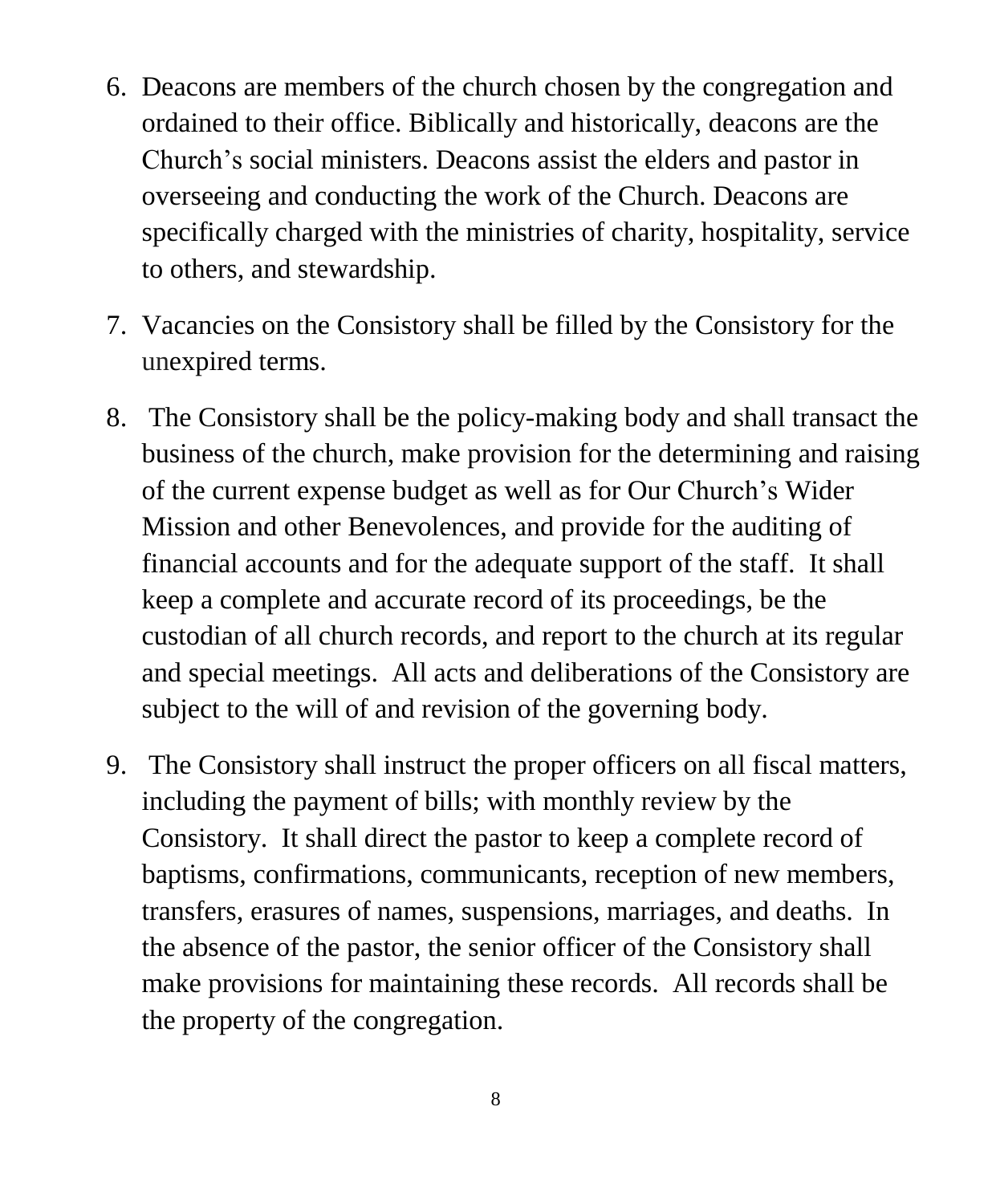6. Deacons are members of the church chosen by the congregation and ordained to their office. Biblically and historically, deacons are the Church's social ministers. Deacons assist the elders and pastor in overseeing and conducting the work of the Church. Deacons are specifically charged with the ministries of charity, hospitality, service to others, and stewardship.

7. Vacancies on the Consistory shall be filled by the Consistory for the unexpired terms.

8. The Consistory shall be the policy-making body and shall transact the business of the church, make provision for the determining and raising of the current expense budget as well as for Our Church's Wider Mission and other Benevolences, and provide for the auditing of financial accounts and for the adequate support of the staff. It shall keep a complete and accurate record of its proceedings, be the custodian of all church records, and report to the church at its regular and special meetings. All acts and deliberations of the Consistory are subject to the will of and revision of the governing body.

9. The Consistory shall instruct the proper officers on all fiscal matters, including the payment of bills; with monthly review by the Consistory. It shall direct the pastor to keep a complete record of baptisms, confirmations, communicants, reception of new members, transfers, erasures of names, suspensions, marriages, and deaths. In the absence of the pastor, the senior officer of the Consistory shall make provisions for maintaining these records. All records shall be the property of the congregation.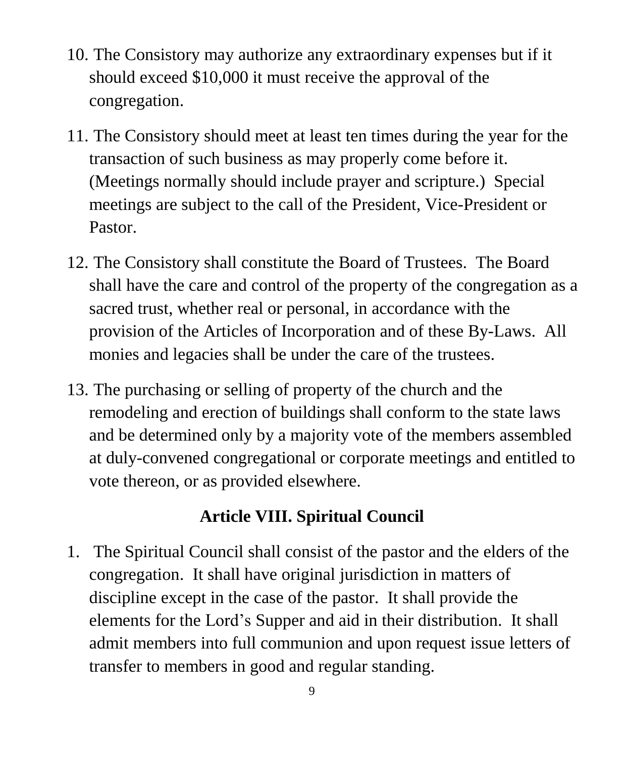10. The Consistory may authorize any extraordinary expenses but if it should exceed $10,000 it must receive the approval of the congregation.

11. The Consistory should meet at least ten times during the year for the transaction of such business as may properly come before it. (Meetings normally should include prayer and scripture.) Special meetings are subject to the call of the President, Vice-President or Pastor.

12. The Consistory shall constitute the Board of Trustees. The Board shall have the care and control of the property of the congregation as a sacred trust, whether real or personal, in accordance with the provision of the Articles of Incorporation and of these By-Laws. All monies and legacies shall be under the care of the trustees.

13. The purchasing or selling of property of the church and the remodeling and erection of buildings shall conform to the state laws and be determined only by a majority vote of the members assembled at duly-convened congregational or corporate meetings and entitled to vote thereon, or as provided elsewhere.

## Article VIII. Spiritual Council

1. The Spiritual Council shall consist of the pastor and the elders of the congregation. It shall have original jurisdiction in matters of discipline except in the case of the pastor. It shall provide the elements for the Lord's Supper and aid in their distribution. It shall admit members into full communion and upon request issue letters of transfer to members in good and regular standing.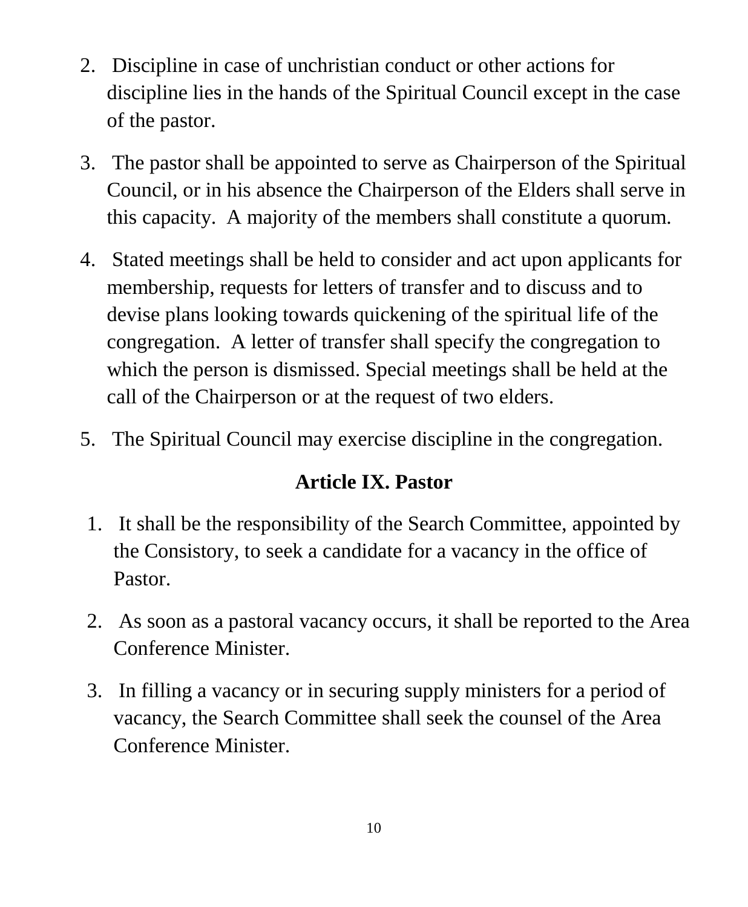2. Discipline in case of unchristian conduct or other actions for discipline lies in the hands of the Spiritual Council except in the case of the pastor.

3. The pastor shall be appointed to serve as Chairperson of the Spiritual Council, or in his absence the Chairperson of the Elders shall serve in this capacity. A majority of the members shall constitute a quorum.

4. Stated meetings shall be held to consider and act upon applicants for membership, requests for letters of transfer and to discuss and to devise plans looking towards quickening of the spiritual life of the congregation. A letter of transfer shall specify the congregation to which the person is dismissed. Special meetings shall be held at the call of the Chairperson or at the request of two elders.

5. The Spiritual Council may exercise discipline in the congregation.

## Article IX. Pastor

1. It shall be the responsibility of the Search Committee, appointed by the Consistory, to seek a candidate for a vacancy in the office of Pastor.

2. As soon as a pastoral vacancy occurs, it shall be reported to the Area Conference Minister.

3. In filling a vacancy or in securing supply ministers for a period of vacancy, the Search Committee shall seek the counsel of the Area Conference Minister.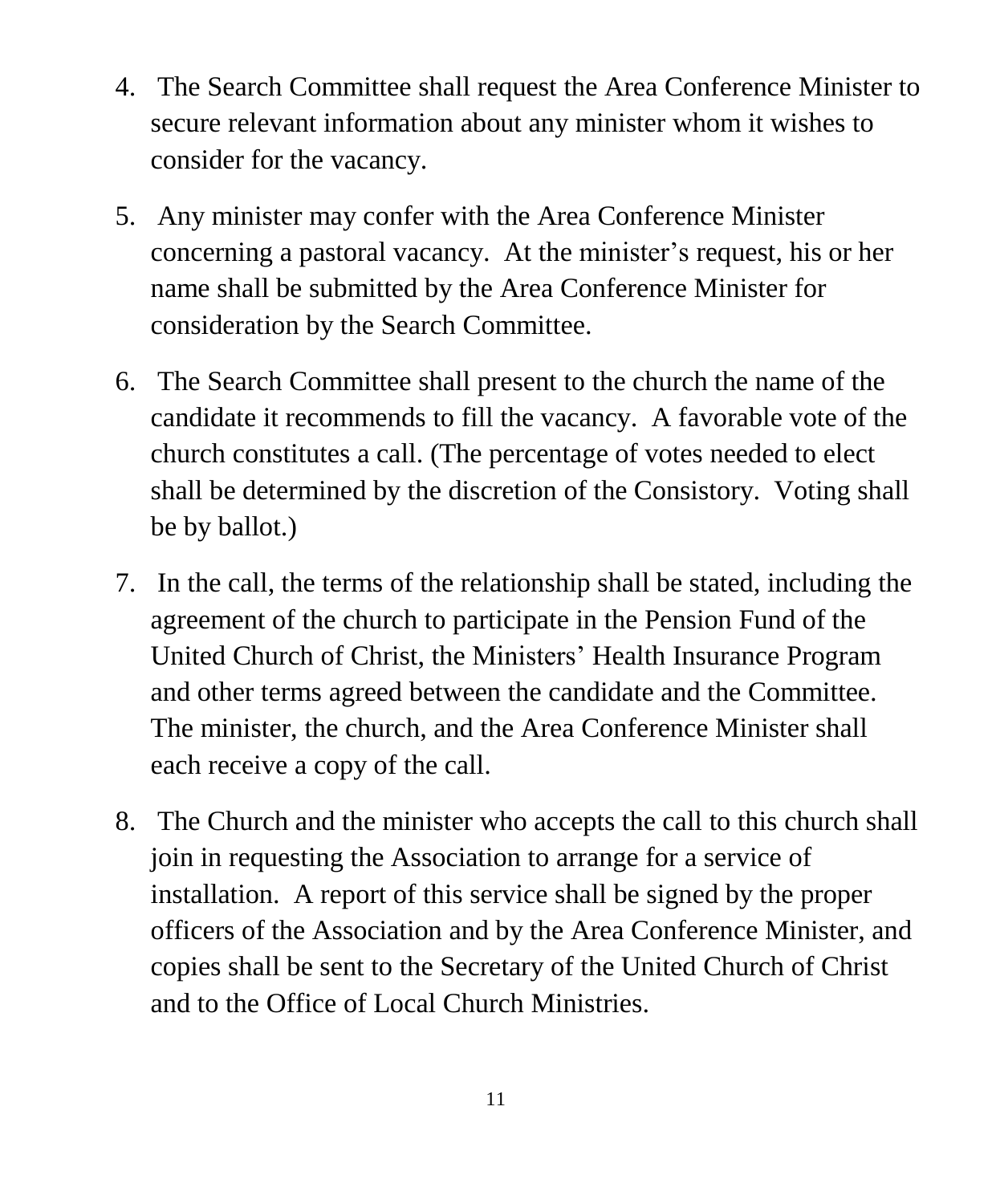4. The Search Committee shall request the Area Conference Minister to secure relevant information about any minister whom it wishes to consider for the vacancy.

5. Any minister may confer with the Area Conference Minister concerning a pastoral vacancy. At the minister's request, his or her name shall be submitted by the Area Conference Minister for consideration by the Search Committee.

6. The Search Committee shall present to the church the name of the candidate it recommends to fill the vacancy. A favorable vote of the church constitutes a call. (The percentage of votes needed to elect shall be determined by the discretion of the Consistory. Voting shall be by ballot.)

7. In the call, the terms of the relationship shall be stated, including the agreement of the church to participate in the Pension Fund of the United Church of Christ, the Ministers' Health Insurance Program and other terms agreed between the candidate and the Committee. The minister, the church, and the Area Conference Minister shall each receive a copy of the call.

8. The Church and the minister who accepts the call to this church shall join in requesting the Association to arrange for a service of installation. A report of this service shall be signed by the proper officers of the Association and by the Area Conference Minister, and copies shall be sent to the Secretary of the United Church of Christ and to the Office of Local Church Ministries.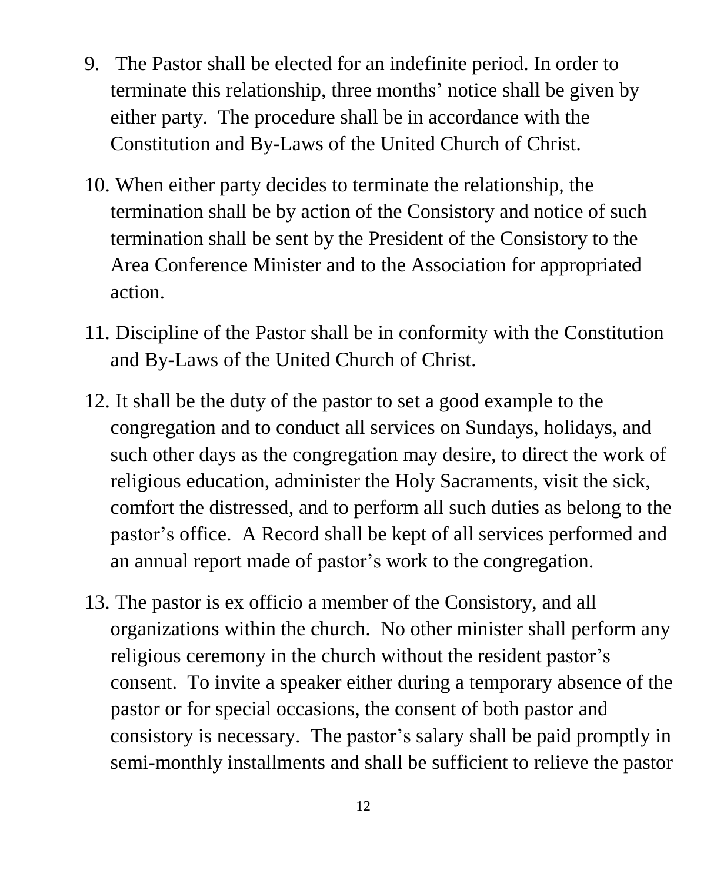9. The Pastor shall be elected for an indefinite period. In order to terminate this relationship, three months' notice shall be given by either party. The procedure shall be in accordance with the Constitution and By-Laws of the United Church of Christ.

10. When either party decides to terminate the relationship, the termination shall be by action of the Consistory and notice of such termination shall be sent by the President of the Consistory to the Area Conference Minister and to the Association for appropriated action.

11. Discipline of the Pastor shall be in conformity with the Constitution and By-Laws of the United Church of Christ.

12. It shall be the duty of the pastor to set a good example to the congregation and to conduct all services on Sundays, holidays, and such other days as the congregation may desire, to direct the work of religious education, administer the Holy Sacraments, visit the sick, comfort the distressed, and to perform all such duties as belong to the pastor's office. A Record shall be kept of all services performed and an annual report made of pastor's work to the congregation.

13. The pastor is ex officio a member of the Consistory, and all organizations within the church. No other minister shall perform any religious ceremony in the church without the resident pastor's consent. To invite a speaker either during a temporary absence of the pastor or for special occasions, the consent of both pastor and consistory is necessary. The pastor's salary shall be paid promptly in semi-monthly installments and shall be sufficient to relieve the pastor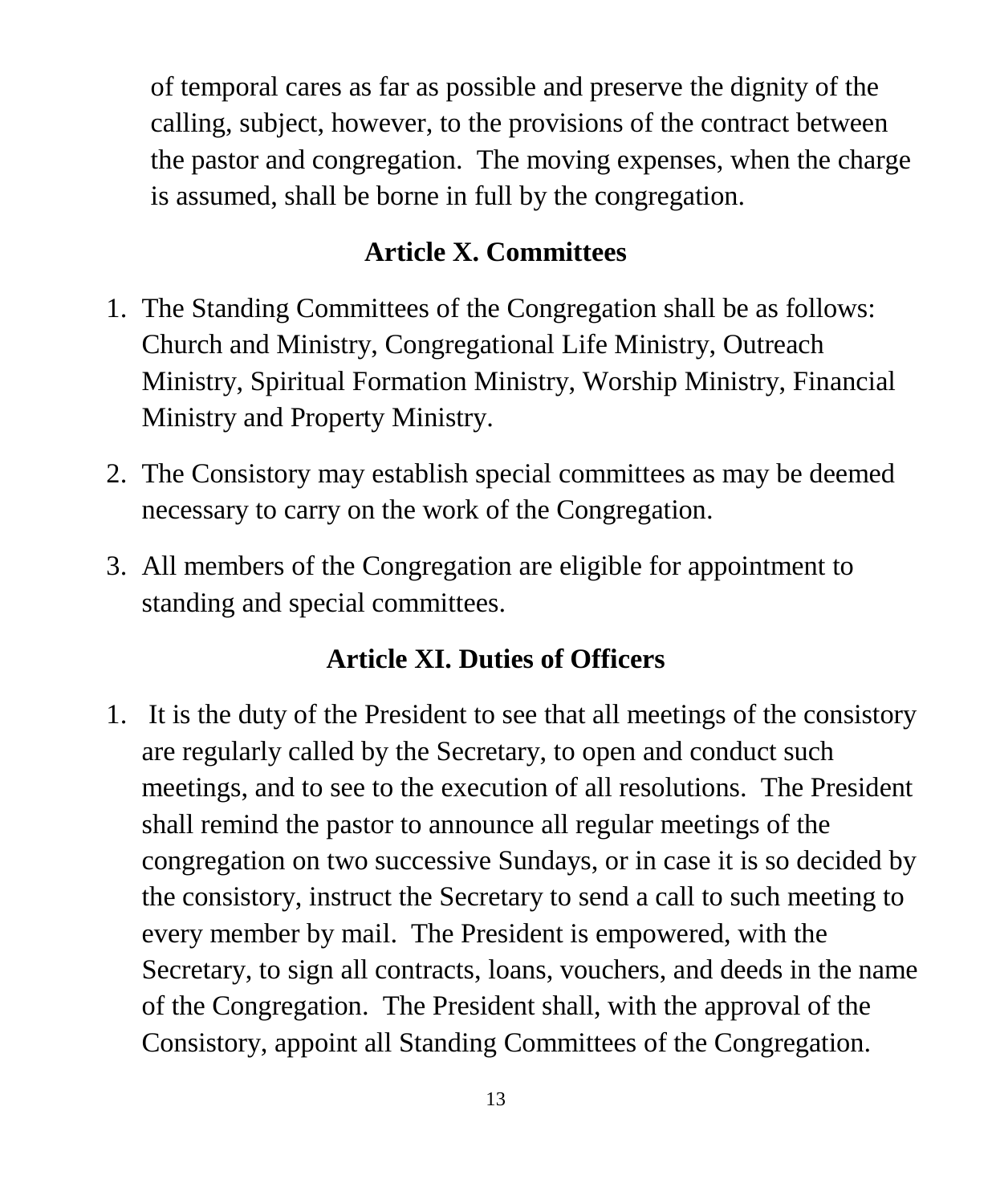of temporal cares as far as possible and preserve the dignity of the calling, subject, however, to the provisions of the contract between the pastor and congregation. The moving expenses, when the charge is assumed, shall be borne in full by the congregation.

## Article X. Committees

1. The Standing Committees of the Congregation shall be as follows: Church and Ministry, Congregational Life Ministry, Outreach Ministry, Spiritual Formation Ministry, Worship Ministry, Financial Ministry and Property Ministry.
2. The Consistory may establish special committees as may be deemed necessary to carry on the work of the Congregation.
3. All members of the Congregation are eligible for appointment to standing and special committees.

## Article XI. Duties of Officers

1. It is the duty of the President to see that all meetings of the consistory are regularly called by the Secretary, to open and conduct such meetings, and to see to the execution of all resolutions. The President shall remind the pastor to announce all regular meetings of the congregation on two successive Sundays, or in case it is so decided by the consistory, instruct the Secretary to send a call to such meeting to every member by mail. The President is empowered, with the Secretary, to sign all contracts, loans, vouchers, and deeds in the name of the Congregation. The President shall, with the approval of the Consistory, appoint all Standing Committees of the Congregation.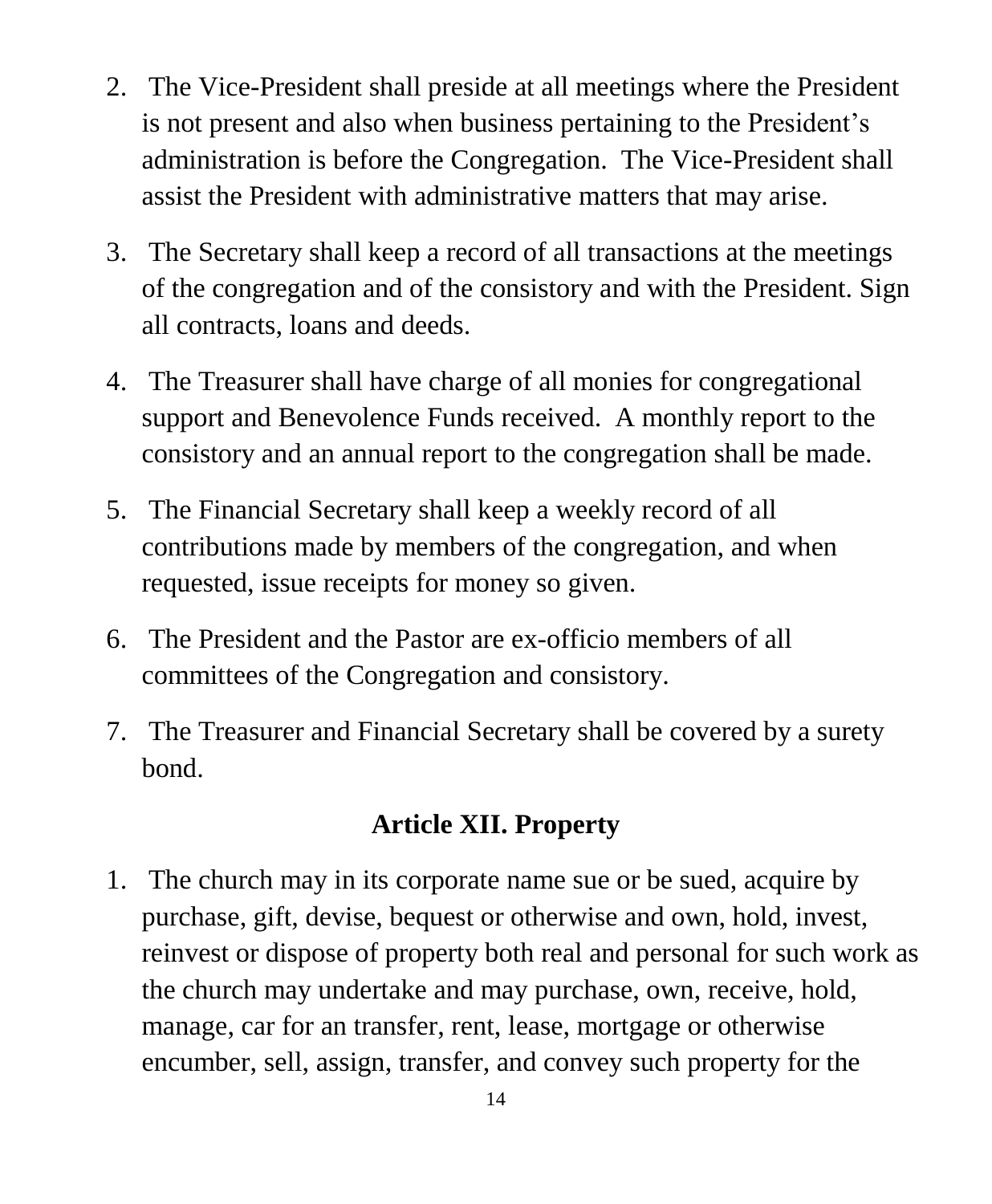2. The Vice-President shall preside at all meetings where the President is not present and also when business pertaining to the President's administration is before the Congregation. The Vice-President shall assist the President with administrative matters that may arise.

3. The Secretary shall keep a record of all transactions at the meetings of the congregation and of the consistory and with the President. Sign all contracts, loans and deeds.

4. The Treasurer shall have charge of all monies for congregational support and Benevolence Funds received. A monthly report to the consistory and an annual report to the congregation shall be made.

5. The Financial Secretary shall keep a weekly record of all contributions made by members of the congregation, and when requested, issue receipts for money so given.

6. The President and the Pastor are ex-officio members of all committees of the Congregation and consistory.

7. The Treasurer and Financial Secretary shall be covered by a surety bond.

## Article XII. Property

1. The church may in its corporate name sue or be sued, acquire by purchase, gift, devise, bequest or otherwise and own, hold, invest, reinvest or dispose of property both real and personal for such work as the church may undertake and may purchase, own, receive, hold, manage, car for an transfer, rent, lease, mortgage or otherwise encumber, sell, assign, transfer, and convey such property for the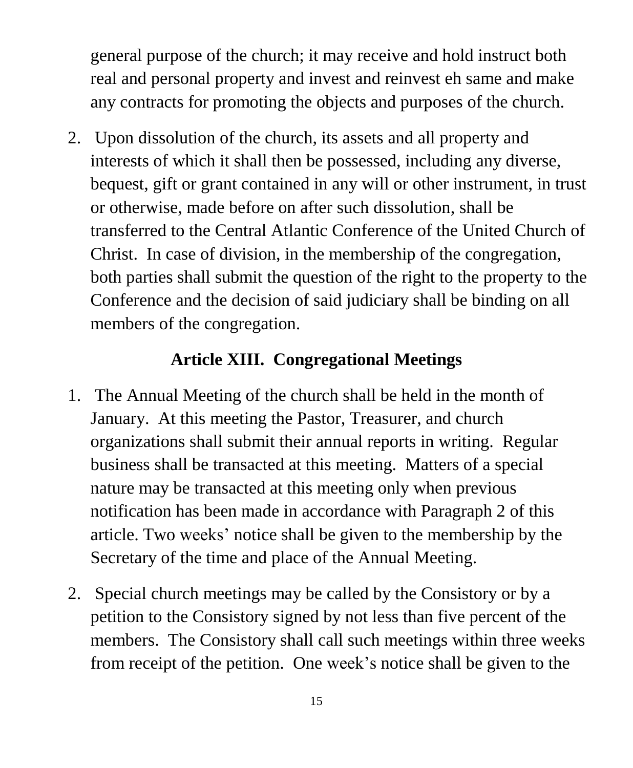general purpose of the church; it may receive and hold instruct both real and personal property and invest and reinvest eh same and make any contracts for promoting the objects and purposes of the church.

2. Upon dissolution of the church, its assets and all property and interests of which it shall then be possessed, including any diverse, bequest, gift or grant contained in any will or other instrument, in trust or otherwise, made before on after such dissolution, shall be transferred to the Central Atlantic Conference of the United Church of Christ. In case of division, in the membership of the congregation, both parties shall submit the question of the right to the property to the Conference and the decision of said judiciary shall be binding on all members of the congregation.

## Article XIII. Congregational Meetings

1. The Annual Meeting of the church shall be held in the month of January. At this meeting the Pastor, Treasurer, and church organizations shall submit their annual reports in writing. Regular business shall be transacted at this meeting. Matters of a special nature may be transacted at this meeting only when previous notification has been made in accordance with Paragraph 2 of this article. Two weeks' notice shall be given to the membership by the Secretary of the time and place of the Annual Meeting.

2. Special church meetings may be called by the Consistory or by a petition to the Consistory signed by not less than five percent of the members. The Consistory shall call such meetings within three weeks from receipt of the petition. One week's notice shall be given to the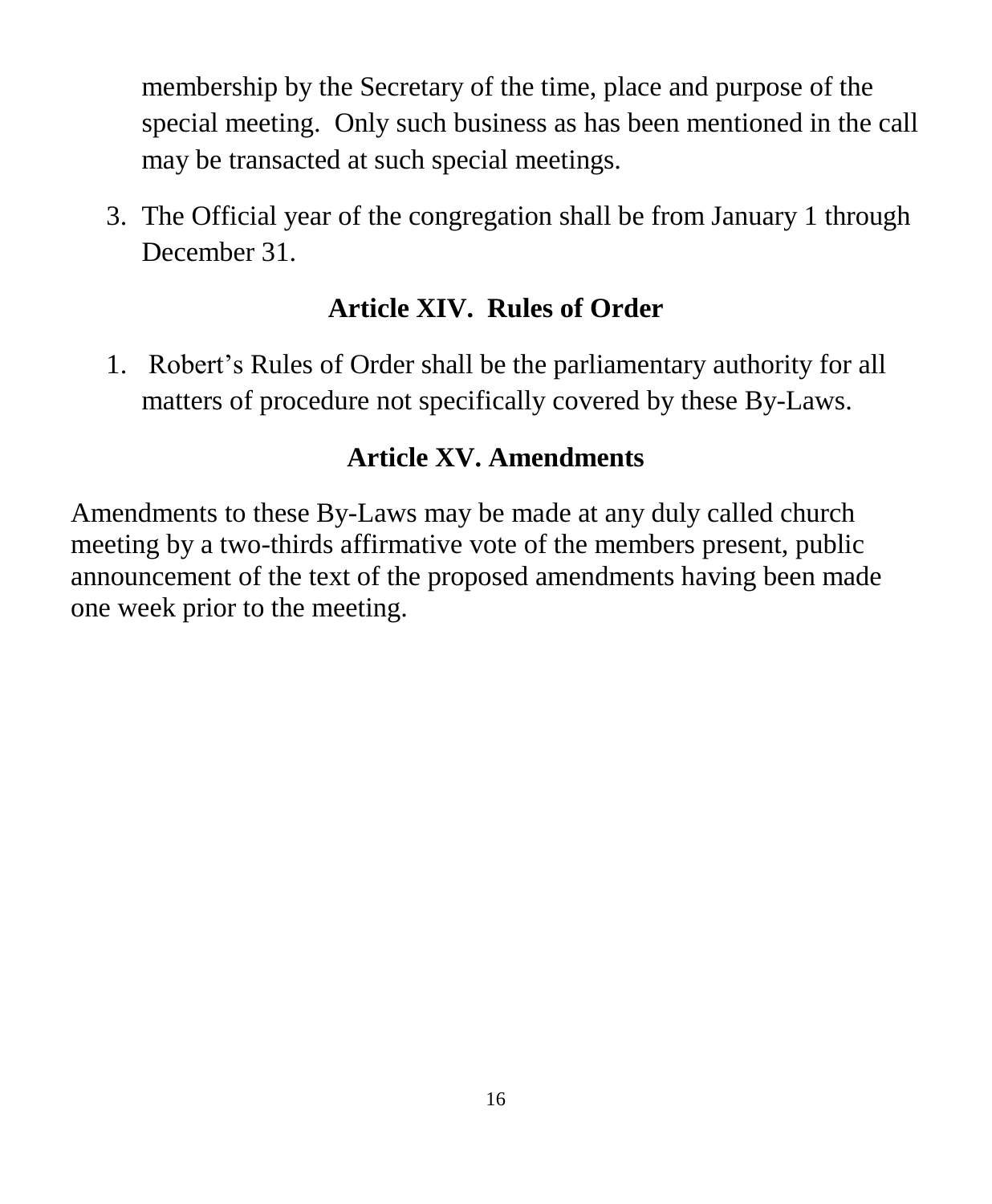membership by the Secretary of the time, place and purpose of the special meeting. Only such business as has been mentioned in the call may be transacted at such special meetings.

3. The Official year of the congregation shall be from January 1 through December 31.

## Article XIV. Rules of Order

1. Robert's Rules of Order shall be the parliamentary authority for all matters of procedure not specifically covered by these By-Laws.

## Article XV. Amendments

Amendments to these By-Laws may be made at any duly called church meeting by a two-thirds affirmative vote of the members present, public announcement of the text of the proposed amendments having been made one week prior to the meeting.